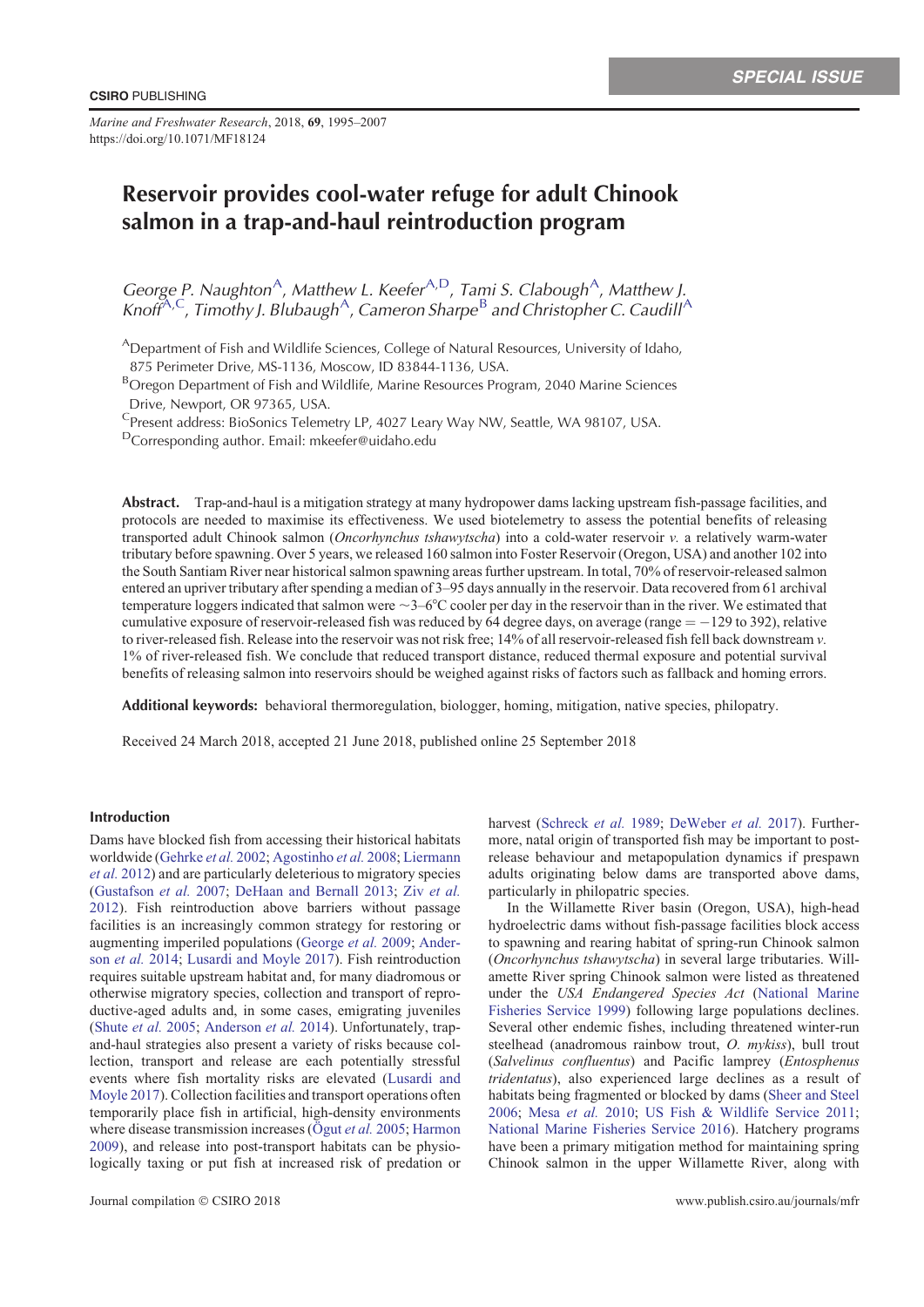SPECIAL ISSUE

CSIRO PUBLISHING

# Reservoir provides cool-water refuge for adult Chinook salmon in a trap-and-haul reintroduction program

George P. Naughton[A], Matthew L. Keefer[A,D], Tami S. Clabough[A], Matthew J. Knoff[A,C], Timothy J. Blubaugh[A], Cameron Sharpe[B] and Christopher C. Caudill[A]

[A]Department of Fish and Wildlife Sciences, College of Natural Resources, University of Idaho, 875 Perimeter Drive, MS-1136, Moscow, ID 83844-1136, USA.

[B]Oregon Department of Fish and Wildlife, Marine Resources Program, 2040 Marine Sciences Drive, Newport, OR 97365, USA.

[C]Present address: BioSonics Telemetry LP, 4027 Leary Way NW, Seattle, WA 98107, USA.

[D]Corresponding author. Email: mkeefer@uidaho.edu

**Abstract.** Trap-and-haul is a mitigation strategy at many hydropower dams lacking upstream fish-passage facilities, and protocols are needed to maximise its effectiveness. We used biotelemetry to assess the potential benefits of releasing transported adult Chinook salmon (*Oncorhynchus tshawytscha*) into a cold-water reservoir *v.* a relatively warm-water tributary before spawning. Over 5 years, we released 160 salmon into Foster Reservoir (Oregon, USA) and another 102 into the South Santiam River near historical salmon spawning areas further upstream. In total, 70% of reservoir-released salmon entered an upriver tributary after spending a median of 3–95 days annually in the reservoir. Data recovered from 61 archival temperature loggers indicated that salmon were ~3–6°C cooler per day in the reservoir than in the river. We estimated that cumulative exposure of reservoir-released fish was reduced by 64 degree days, on average (range = −129 to 392), relative to river-released fish. Release into the reservoir was not risk free; 14% of all reservoir-released fish fell back downstream *v.* 1% of river-released fish. We conclude that reduced transport distance, reduced thermal exposure and potential survival benefits of releasing salmon into reservoirs should be weighed against risks of factors such as fallback and homing errors.

**Additional keywords:** behavioral thermoregulation, biologger, homing, mitigation, native species, philopatry.

Received 24 March 2018, accepted 21 June 2018, published online 25 September 2018

## Introduction

Dams have blocked fish from accessing their historical habitats worldwide (Gehrke *et al.* 2002; Agostinho *et al.* 2008; Liermann *et al.* 2012) and are particularly deleterious to migratory species (Gustafson *et al.* 2007; DeHaan and Bernall 2013; Ziv *et al.* 2012). Fish reintroduction above barriers without passage facilities is an increasingly common strategy for restoring or augmenting imperiled populations (George *et al.* 2009; Anderson *et al.* 2014; Lusardi and Moyle 2017). Fish reintroduction requires suitable upstream habitat and, for many diadromous or otherwise migratory species, collection and transport of reproductive-aged adults and, in some cases, emigrating juveniles (Shute *et al.* 2005; Anderson *et al.* 2014). Unfortunately, trap-and-haul strategies also present a variety of risks because collection, transport and release are each potentially stressful events where fish mortality risks are elevated (Lusardi and Moyle 2017). Collection facilities and transport operations often temporarily place fish in artificial, high-density environments where disease transmission increases (Ögut *et al.* 2005; Harmon 2009), and release into post-transport habitats can be physiologically taxing or put fish at increased risk of predation or harvest (Schreck *et al.* 1989; DeWeber *et al.* 2017). Furthermore, natal origin of transported fish may be important to post-release behaviour and metapopulation dynamics if prespawn adults originating below dams are transported above dams, particularly in philopatric species.

In the Willamette River basin (Oregon, USA), high-head hydroelectric dams without fish-passage facilities block access to spawning and rearing habitat of spring-run Chinook salmon (*Oncorhynchus tshawytscha*) in several large tributaries. Willamette River spring Chinook salmon were listed as threatened under the *USA Endangered Species Act* (National Marine Fisheries Service 1999) following large populations declines. Several other endemic fishes, including threatened winter-run steelhead (anadromous rainbow trout, *O. mykiss*), bull trout (*Salvelinus confluentus*) and Pacific lamprey (*Entosphenus tridentatus*), also experienced large declines as a result of habitats being fragmented or blocked by dams (Sheer and Steel 2006; Mesa *et al.* 2010; US Fish & Wildlife Service 2011; National Marine Fisheries Service 2016). Hatchery programs have been a primary mitigation method for maintaining spring Chinook salmon in the upper Willamette River, along with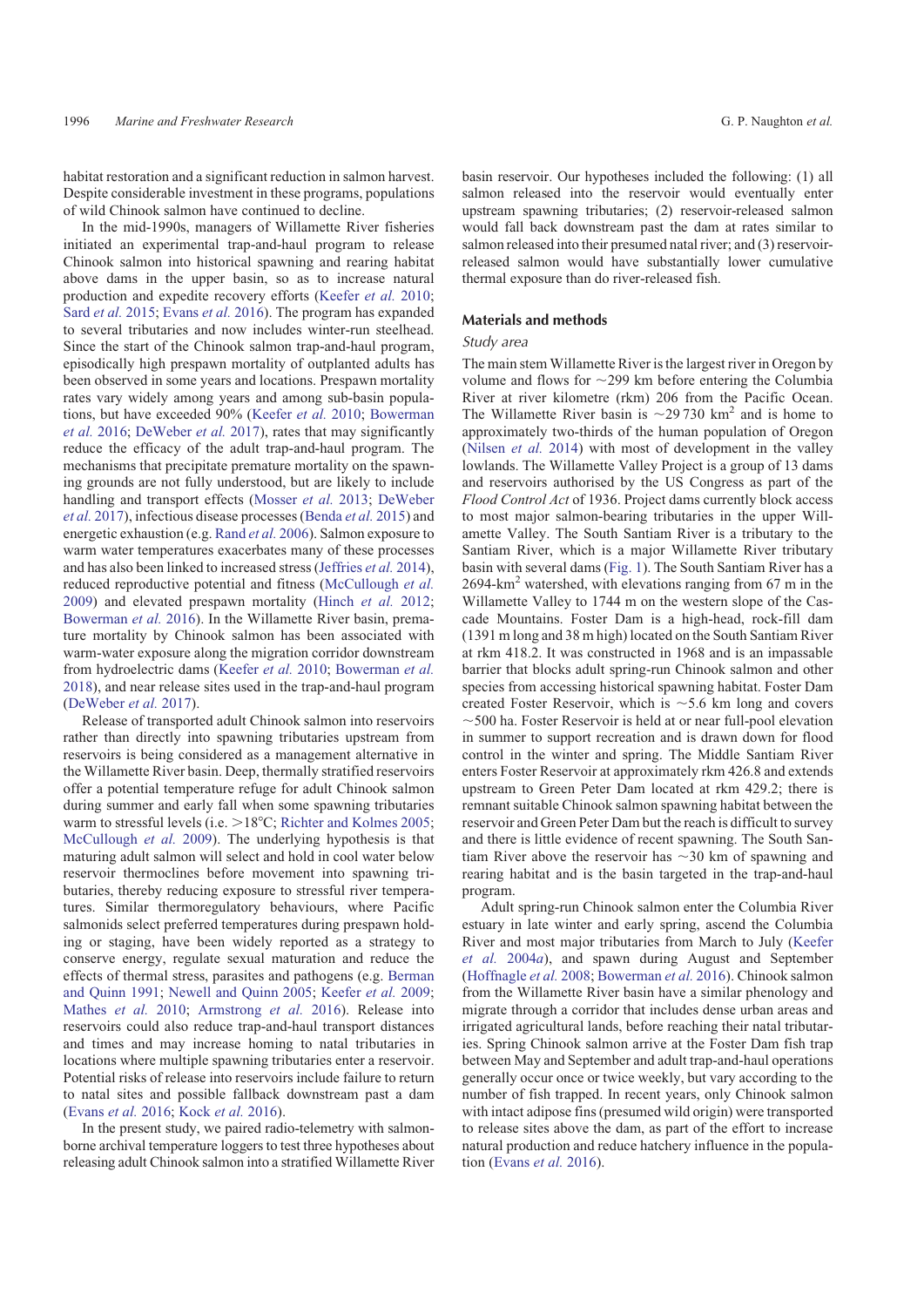habitat restoration and a significant reduction in salmon harvest. Despite considerable investment in these programs, populations of wild Chinook salmon have continued to decline.

In the mid-1990s, managers of Willamette River fisheries initiated an experimental trap-and-haul program to release Chinook salmon into historical spawning and rearing habitat above dams in the upper basin, so as to increase natural production and expedite recovery efforts (Keefer *et al.* 2010; Sard *et al.* 2015; Evans *et al.* 2016). The program has expanded to several tributaries and now includes winter-run steelhead. Since the start of the Chinook salmon trap-and-haul program, episodically high prespawn mortality of outplanted adults has been observed in some years and locations. Prespawn mortality rates vary widely among years and among sub-basin populations, but have exceeded 90% (Keefer *et al.* 2010; Bowerman *et al.* 2016; DeWeber *et al.* 2017), rates that may significantly reduce the efficacy of the adult trap-and-haul program. The mechanisms that precipitate premature mortality on the spawning grounds are not fully understood, but are likely to include handling and transport effects (Mosser *et al.* 2013; DeWeber *et al.* 2017), infectious disease processes (Benda *et al.* 2015) and energetic exhaustion (e.g. Rand *et al.* 2006). Salmon exposure to warm water temperatures exacerbates many of these processes and has also been linked to increased stress (Jeffries *et al.* 2014), reduced reproductive potential and fitness (McCullough *et al.* 2009) and elevated prespawn mortality (Hinch *et al.* 2012; Bowerman *et al.* 2016). In the Willamette River basin, premature mortality by Chinook salmon has been associated with warm-water exposure along the migration corridor downstream from hydroelectric dams (Keefer *et al.* 2010; Bowerman *et al.* 2018), and near release sites used in the trap-and-haul program (DeWeber *et al.* 2017).

Release of transported adult Chinook salmon into reservoirs rather than directly into spawning tributaries upstream from reservoirs is being considered as a management alternative in the Willamette River basin. Deep, thermally stratified reservoirs offer a potential temperature refuge for adult Chinook salmon during summer and early fall when some spawning tributaries warm to stressful levels (i.e. >18°C; Richter and Kolmes 2005; McCullough *et al.* 2009). The underlying hypothesis is that maturing adult salmon will select and hold in cool water below reservoir thermoclines before movement into spawning tributaries, thereby reducing exposure to stressful river temperatures. Similar thermoregulatory behaviours, where Pacific salmonids select preferred temperatures during prespawn holding or staging, have been widely reported as a strategy to conserve energy, regulate sexual maturation and reduce the effects of thermal stress, parasites and pathogens (e.g. Berman and Quinn 1991; Newell and Quinn 2005; Keefer *et al.* 2009; Mathes *et al.* 2010; Armstrong *et al.* 2016). Release into reservoirs could also reduce trap-and-haul transport distances and times and may increase homing to natal tributaries in locations where multiple spawning tributaries enter a reservoir. Potential risks of release into reservoirs include failure to return to natal sites and possible fallback downstream past a dam (Evans *et al.* 2016; Kock *et al.* 2016).

In the present study, we paired radio-telemetry with salmon-borne archival temperature loggers to test three hypotheses about releasing adult Chinook salmon into a stratified Willamette River basin reservoir. Our hypotheses included the following: (1) all salmon released into the reservoir would eventually enter upstream spawning tributaries; (2) reservoir-released salmon would fall back downstream past the dam at rates similar to salmon released into their presumed natal river; and (3) reservoir-released salmon would have substantially lower cumulative thermal exposure than do river-released fish.

## Materials and methods

### Study area

The main stem Willamette River is the largest river in Oregon by volume and flows for ~299 km before entering the Columbia River at river kilometre (rkm) 206 from the Pacific Ocean. The Willamette River basin is ~29 730 km$^2$ and is home to approximately two-thirds of the human population of Oregon (Nilsen *et al.* 2014) with most of development in the valley lowlands. The Willamette Valley Project is a group of 13 dams and reservoirs authorised by the US Congress as part of the *Flood Control Act* of 1936. Project dams currently block access to most major salmon-bearing tributaries in the upper Willamette Valley. The South Santiam River is a tributary to the Santiam River, which is a major Willamette River tributary basin with several dams (Fig. 1). The South Santiam River has a 2694-km$^2$ watershed, with elevations ranging from 67 m in the Willamette Valley to 1744 m on the western slope of the Cascade Mountains. Foster Dam is a high-head, rock-fill dam (1391 m long and 38 m high) located on the South Santiam River at rkm 418.2. It was constructed in 1968 and is an impassable barrier that blocks adult spring-run Chinook salmon and other species from accessing historical spawning habitat. Foster Dam created Foster Reservoir, which is ~5.6 km long and covers ~500 ha. Foster Reservoir is held at or near full-pool elevation in summer to support recreation and is drawn down for flood control in the winter and spring. The Middle Santiam River enters Foster Reservoir at approximately rkm 426.8 and extends upstream to Green Peter Dam located at rkm 429.2; there is remnant suitable Chinook salmon spawning habitat between the reservoir and Green Peter Dam but the reach is difficult to survey and there is little evidence of recent spawning. The South Santiam River above the reservoir has ~30 km of spawning and rearing habitat and is the basin targeted in the trap-and-haul program.

Adult spring-run Chinook salmon enter the Columbia River estuary in late winter and early spring, ascend the Columbia River and most major tributaries from March to July (Keefer *et al.* 2004*a*), and spawn during August and September (Hoffnagle *et al.* 2008; Bowerman *et al.* 2016). Chinook salmon from the Willamette River basin have a similar phenology and migrate through a corridor that includes dense urban areas and irrigated agricultural lands, before reaching their natal tributaries. Spring Chinook salmon arrive at the Foster Dam fish trap between May and September and adult trap-and-haul operations generally occur once or twice weekly, but vary according to the number of fish trapped. In recent years, only Chinook salmon with intact adipose fins (presumed wild origin) were transported to release sites above the dam, as part of the effort to increase natural production and reduce hatchery influence in the population (Evans *et al.* 2016).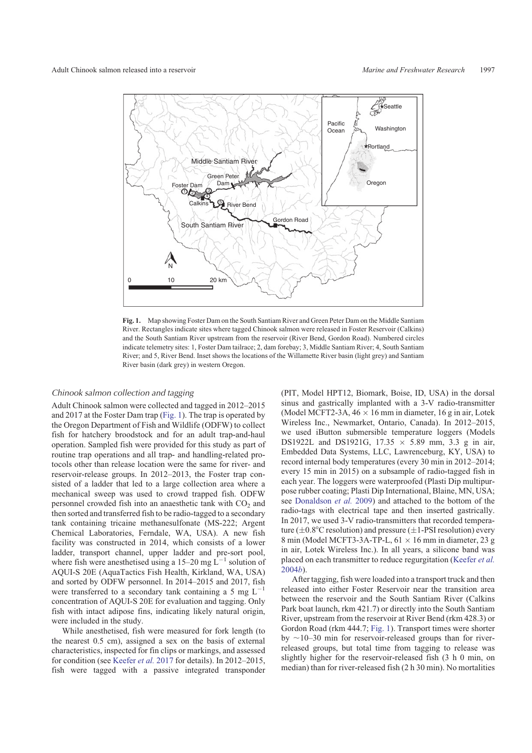**Fig. 1.** Map showing Foster Dam on the South Santiam River and Green Peter Dam on the Middle Santiam River. Rectangles indicate sites where tagged Chinook salmon were released in Foster Reservoir (Calkins) and the South Santiam River upstream from the reservoir (River Bend, Gordon Road). Numbered circles indicate telemetry sites: 1, Foster Dam tailrace; 2, dam forebay; 3, Middle Santiam River; 4, South Santiam River; and 5, River Bend. Inset shows the locations of the Willamette River basin (light grey) and Santiam River basin (dark grey) in western Oregon.

### *Chinook salmon collection and tagging*

Adult Chinook salmon were collected and tagged in 2012–2015 and 2017 at the Foster Dam trap (Fig. 1). The trap is operated by the Oregon Department of Fish and Wildlife (ODFW) to collect fish for hatchery broodstock and for an adult trap-and-haul operation. Sampled fish were provided for this study as part of routine trap operations and all trap- and handling-related protocols other than release location were the same for river- and reservoir-release groups. In 2012–2013, the Foster trap consisted of a ladder that led to a large collection area where a mechanical sweep was used to crowd trapped fish. ODFW personnel crowded fish into an anaesthetic tank with $CO_2$ and then sorted and transferred fish to be radio-tagged to a secondary tank containing tricaine methanesulfonate (MS-222; Argent Chemical Laboratories, Ferndale, WA, USA). A new fish facility was constructed in 2014, which consists of a lower ladder, transport channel, upper ladder and pre-sort pool, where fish were anesthetised using a 15–20 mg $L^{-1}$ solution of AQUI-S 20E (AquaTactics Fish Health, Kirkland, WA, USA) and sorted by ODFW personnel. In 2014–2015 and 2017, fish were transferred to a secondary tank containing a 5 mg $L^{-1}$ concentration of AQUI-S 20E for evaluation and tagging. Only fish with intact adipose fins, indicating likely natural origin, were included in the study.

While anesthetised, fish were measured for fork length (to the nearest 0.5 cm), assigned a sex on the basis of external characteristics, inspected for fin clips or markings, and assessed for condition (see Keefer *et al.* 2017 for details). In 2012–2015, fish were tagged with a passive integrated transponder (PIT, Model HPT12, Biomark, Boise, ID, USA) in the dorsal sinus and gastrically implanted with a 3-V radio-transmitter (Model MCFT2-3A, 46 × 16 mm in diameter, 16 g in air, Lotek Wireless Inc., Newmarket, Ontario, Canada). In 2012–2015, we used iButton submersible temperature loggers (Models DS1922L and DS1921G, 17.35 × 5.89 mm, 3.3 g in air, Embedded Data Systems, LLC, Lawrenceburg, KY, USA) to record internal body temperatures (every 30 min in 2012–2014; every 15 min in 2015) on a subsample of radio-tagged fish in each year. The loggers were waterproofed (Plasti Dip multipurpose rubber coating; Plasti Dip International, Blaine, MN, USA; see Donaldson *et al.* 2009) and attached to the bottom of the radio-tags with electrical tape and then inserted gastrically. In 2017, we used 3-V radio-transmitters that recorded temperature (±0.8°C resolution) and pressure (±1-PSI resolution) every 8 min (Model MCFT3-3A-TP-L, 61 × 16 mm in diameter, 23 g in air, Lotek Wireless Inc.). In all years, a silicone band was placed on each transmitter to reduce regurgitation (Keefer *et al.* 2004*b*).

After tagging, fish were loaded into a transport truck and then released into either Foster Reservoir near the transition area between the reservoir and the South Santiam River (Calkins Park boat launch, rkm 421.7) or directly into the South Santiam River, upstream from the reservoir at River Bend (rkm 428.3) or Gordon Road (rkm 444.7; Fig. 1). Transport times were shorter by ~10–30 min for reservoir-released groups than for river-released groups, but total time from tagging to release was slightly higher for the reservoir-released fish (3 h 0 min, on median) than for river-released fish (2 h 30 min). No mortalities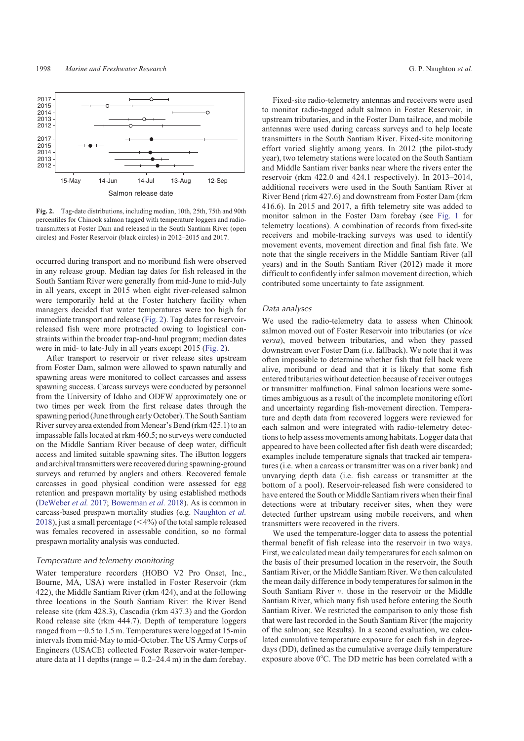**Fig. 2.** Tag-date distributions, including median, 10th, 25th, 75th and 90th percentiles for Chinook salmon tagged with temperature loggers and radio-transmitters at Foster Dam and released in the South Santiam River (open circles) and Foster Reservoir (black circles) in 2012–2015 and 2017.

occurred during transport and no moribund fish were observed in any release group. Median tag dates for fish released in the South Santiam River were generally from mid-June to mid-July in all years, except in 2015 when eight river-released salmon were temporarily held at the Foster hatchery facility when managers decided that water temperatures were too high for immediate transport and release (Fig. 2). Tag dates for reservoir-released fish were more protracted owing to logistical constraints within the broader trap-and-haul program; median dates were in mid- to late-July in all years except 2015 (Fig. 2).

After transport to reservoir or river release sites upstream from Foster Dam, salmon were allowed to spawn naturally and spawning areas were monitored to collect carcasses and assess spawning success. Carcass surveys were conducted by personnel from the University of Idaho and ODFW approximately one or two times per week from the first release dates through the spawning period (June through early October). The South Santiam River survey area extended from Menear's Bend (rkm 425.1) to an impassable falls located at rkm 460.5; no surveys were conducted on the Middle Santiam River because of deep water, difficult access and limited suitable spawning sites. The iButton loggers and archival transmitters were recovered during spawning-ground surveys and returned by anglers and others. Recovered female carcasses in good physical condition were assessed for egg retention and prespawn mortality by using established methods (DeWeber *et al.* 2017; Bowerman *et al.* 2018). As is common in carcass-based prespawn mortality studies (e.g. Naughton *et al.* 2018), just a small percentage (<4%) of the total sample released was females recovered in assessable condition, so no formal prespawn mortality analysis was conducted.

### *Temperature and telemetry monitoring*

Water temperature recorders (HOBO V2 Pro Onset, Inc., Bourne, MA, USA) were installed in Foster Reservoir (rkm 422), the Middle Santiam River (rkm 424), and at the following three locations in the South Santiam River: the River Bend release site (rkm 428.3), Cascadia (rkm 437.3) and the Gordon Road release site (rkm 444.7). Depth of temperature loggers ranged from ~0.5 to 1.5 m. Temperatures were logged at 15-min intervals from mid-May to mid-October. The US Army Corps of Engineers (USACE) collected Foster Reservoir water-temperature data at 11 depths (range = 0.2–24.4 m) in the dam forebay.

Fixed-site radio-telemetry antennas and receivers were used to monitor radio-tagged adult salmon in Foster Reservoir, in upstream tributaries, and in the Foster Dam tailrace, and mobile antennas were used during carcass surveys and to help locate transmitters in the South Santiam River. Fixed-site monitoring effort varied slightly among years. In 2012 (the pilot-study year), two telemetry stations were located on the South Santiam and Middle Santiam river banks near where the rivers enter the reservoir (rkm 422.0 and 424.1 respectively). In 2013–2014, additional receivers were used in the South Santiam River at River Bend (rkm 427.6) and downstream from Foster Dam (rkm 416.6). In 2015 and 2017, a fifth telemetry site was added to monitor salmon in the Foster Dam forebay (see Fig. 1 for telemetry locations). A combination of records from fixed-site receivers and mobile-tracking surveys was used to identify movement events, movement direction and final fish fate. We note that the single receivers in the Middle Santiam River (all years) and in the South Santiam River (2012) made it more difficult to confidently infer salmon movement direction, which contributed some uncertainty to fate assignment.

### *Data analyses*

We used the radio-telemetry data to assess when Chinook salmon moved out of Foster Reservoir into tributaries (or *vice versa*), moved between tributaries, and when they passed downstream over Foster Dam (i.e. fallback). We note that it was often impossible to determine whether fish that fell back were alive, moribund or dead and that it is likely that some fish entered tributaries without detection because of receiver outages or transmitter malfunction. Final salmon locations were sometimes ambiguous as a result of the incomplete monitoring effort and uncertainty regarding fish-movement direction. Temperature and depth data from recovered loggers were reviewed for each salmon and were integrated with radio-telemetry detections to help assess movements among habitats. Logger data that appeared to have been collected after fish death were discarded; examples include temperature signals that tracked air temperatures (i.e. when a carcass or transmitter was on a river bank) and unvarying depth data (i.e. fish carcass or transmitter at the bottom of a pool). Reservoir-released fish were considered to have entered the South or Middle Santiam rivers when their final detections were at tributary receiver sites, when they were detected further upstream using mobile receivers, and when transmitters were recovered in the rivers.

We used the temperature-logger data to assess the potential thermal benefit of fish release into the reservoir in two ways. First, we calculated mean daily temperatures for each salmon on the basis of their presumed location in the reservoir, the South Santiam River, or the Middle Santiam River. We then calculated the mean daily difference in body temperatures for salmon in the South Santiam River *v.* those in the reservoir or the Middle Santiam River, which many fish used before entering the South Santiam River. We restricted the comparison to only those fish that were last recorded in the South Santiam River (the majority of the salmon; see Results). In a second evaluation, we calculated cumulative temperature exposure for each fish in degree-days (DD), defined as the cumulative average daily temperature exposure above 0°C. The DD metric has been correlated with a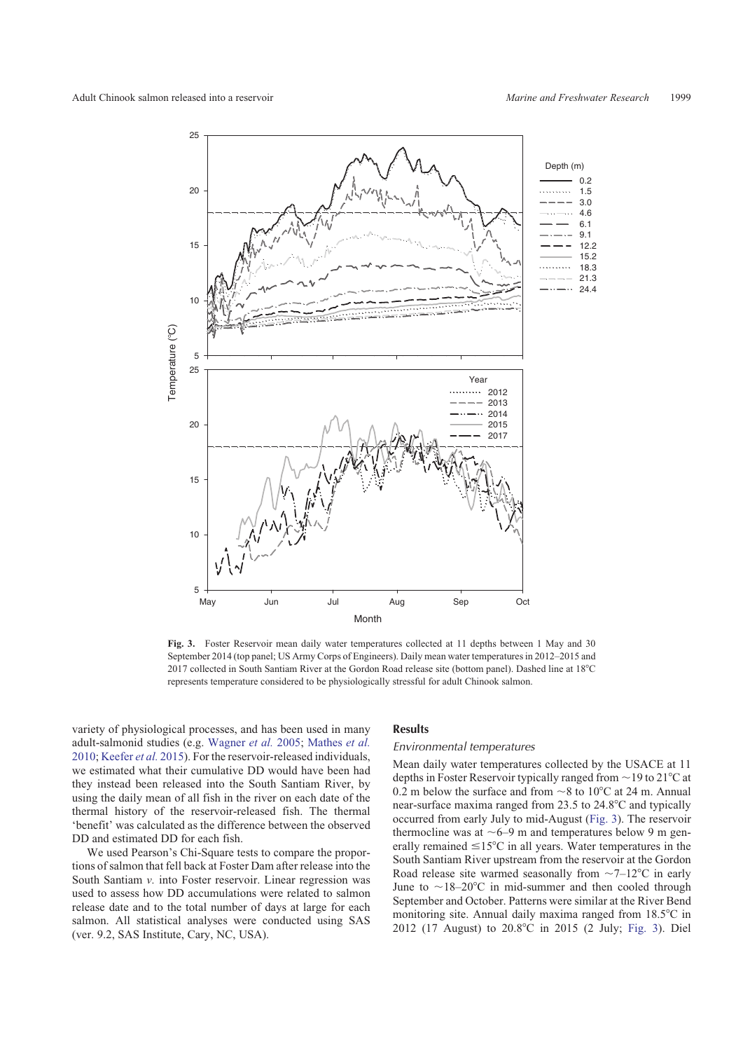**Fig. 3.** Foster Reservoir mean daily water temperatures collected at 11 depths between 1 May and 30 September 2014 (top panel; US Army Corps of Engineers). Daily mean water temperatures in 2012–2015 and 2017 collected in South Santiam River at the Gordon Road release site (bottom panel). Dashed line at 18°C represents temperature considered to be physiologically stressful for adult Chinook salmon.

variety of physiological processes, and has been used in many adult-salmonid studies (e.g. Wagner *et al.* 2005; Mathes *et al.* 2010; Keefer *et al.* 2015). For the reservoir-released individuals, we estimated what their cumulative DD would have been had they instead been released into the South Santiam River, by using the daily mean of all fish in the river on each date of the thermal history of the reservoir-released fish. The thermal 'benefit' was calculated as the difference between the observed DD and estimated DD for each fish.

We used Pearson's Chi-Square tests to compare the proportions of salmon that fell back at Foster Dam after release into the South Santiam *v.* into Foster reservoir. Linear regression was used to assess how DD accumulations were related to salmon release date and to the total number of days at large for each salmon. All statistical analyses were conducted using SAS (ver. 9.2, SAS Institute, Cary, NC, USA).

## Results

### *Environmental temperatures*

Mean daily water temperatures collected by the USACE at 11 depths in Foster Reservoir typically ranged from ~19 to 21°C at 0.2 m below the surface and from ~8 to 10°C at 24 m. Annual near-surface maxima ranged from 23.5 to 24.8°C and typically occurred from early July to mid-August (Fig. 3). The reservoir thermocline was at ~6–9 m and temperatures below 9 m generally remained ≤15°C in all years. Water temperatures in the South Santiam River upstream from the reservoir at the Gordon Road release site warmed seasonally from ~7–12°C in early June to ~18–20°C in mid-summer and then cooled through September and October. Patterns were similar at the River Bend monitoring site. Annual daily maxima ranged from 18.5°C in 2012 (17 August) to 20.8°C in 2015 (2 July; Fig. 3). Diel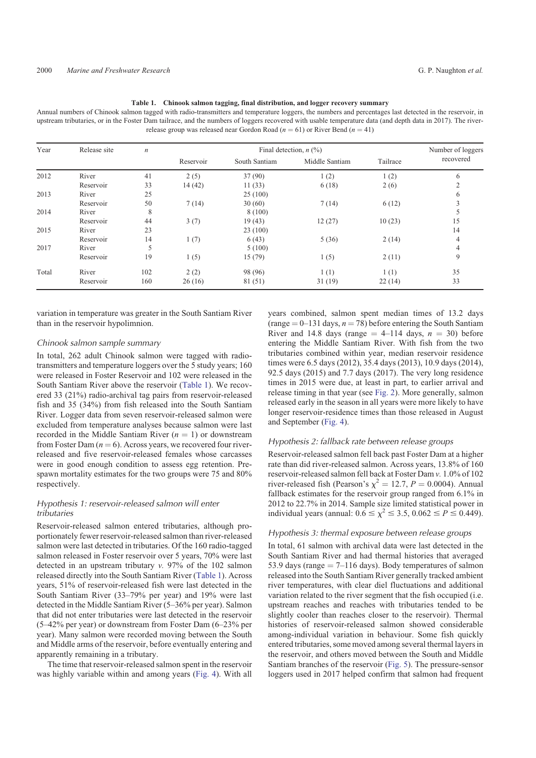**Table 1. Chinook salmon tagging, final distribution, and logger recovery summary**

Annual numbers of Chinook salmon tagged with radio-transmitters and temperature loggers, the numbers and percentages last detected in the reservoir, in upstream tributaries, or in the Foster Dam tailrace, and the numbers of loggers recovered with usable temperature data (and depth data in 2017). The river-release group was released near Gordon Road ($n = 61$) or River Bend ($n = 41$)

| Year | Release site | $n$ | Final detection, $n$ (%) | | | | Number of loggers recovered |
|---|---|---|---|---|---|---|---|
| | | | Reservoir | South Santiam | Middle Santiam | Tailrace | |
| 2012 | River | 41 | 2 (5) | 37 (90) | 1 (2) | 1 (2) | 6 |
| | Reservoir | 33 | 14 (42) | 11 (33) | 6 (18) | 2 (6) | 2 |
| 2013 | River | 25 | | 25 (100) | | | 6 |
| | Reservoir | 50 | 7 (14) | 30 (60) | 7 (14) | 6 (12) | 3 |
| 2014 | River | 8 | | 8 (100) | | | 5 |
| | Reservoir | 44 | 3 (7) | 19 (43) | 12 (27) | 10 (23) | 15 |
| 2015 | River | 23 | | 23 (100) | | | 14 |
| | Reservoir | 14 | 1 (7) | 6 (43) | 5 (36) | 2 (14) | 4 |
| 2017 | River | 5 | | 5 (100) | | | 4 |
| | Reservoir | 19 | 1 (5) | 15 (79) | 1 (5) | 2 (11) | 9 |
| Total | River | 102 | 2 (2) | 98 (96) | 1 (1) | 1 (1) | 35 |
| | Reservoir | 160 | 26 (16) | 81 (51) | 31 (19) | 22 (14) | 33 |

variation in temperature was greater in the South Santiam River than in the reservoir hypolimnion.

### Chinook salmon sample summary

In total, 262 adult Chinook salmon were tagged with radio-transmitters and temperature loggers over the 5 study years; 160 were released in Foster Reservoir and 102 were released in the South Santiam River above the reservoir (Table 1). We recovered 33 (21%) radio-archival tag pairs from reservoir-released fish and 35 (34%) from fish released into the South Santiam River. Logger data from seven reservoir-released salmon were excluded from temperature analyses because salmon were last recorded in the Middle Santiam River ($n = 1$) or downstream from Foster Dam ($n = 6$). Across years, we recovered four river-released and five reservoir-released females whose carcasses were in good enough condition to assess egg retention. Pre-spawn mortality estimates for the two groups were 75 and 80% respectively.

### Hypothesis 1: reservoir-released salmon will enter tributaries

Reservoir-released salmon entered tributaries, although proportionately fewer reservoir-released salmon than river-released salmon were last detected in tributaries. Of the 160 radio-tagged salmon released in Foster reservoir over 5 years, 70% were last detected in an upstream tributary *v.* 97% of the 102 salmon released directly into the South Santiam River (Table 1). Across years, 51% of reservoir-released fish were last detected in the South Santiam River (33–79% per year) and 19% were last detected in the Middle Santiam River (5–36% per year). Salmon that did not enter tributaries were last detected in the reservoir (5–42% per year) or downstream from Foster Dam (6–23% per year). Many salmon were recorded moving between the South and Middle arms of the reservoir, before eventually entering and apparently remaining in a tributary.

The time that reservoir-released salmon spent in the reservoir was highly variable within and among years (Fig. 4). With all years combined, salmon spent median times of 13.2 days (range = 0–131 days, $n = 78$) before entering the South Santiam River and 14.8 days (range = 4–114 days, $n = 30$) before entering the Middle Santiam River. With fish from the two tributaries combined within year, median reservoir residence times were 6.5 days (2012), 35.4 days (2013), 10.9 days (2014), 92.5 days (2015) and 7.7 days (2017). The very long residence times in 2015 were due, at least in part, to earlier arrival and release timing in that year (see Fig. 2). More generally, salmon released early in the season in all years were more likely to have longer reservoir-residence times than those released in August and September (Fig. 4).

### Hypothesis 2: fallback rate between release groups

Reservoir-released salmon fell back past Foster Dam at a higher rate than did river-released salmon. Across years, 13.8% of 160 reservoir-released salmon fell back at Foster Dam *v.* 1.0% of 102 river-released fish (Pearson's $\chi^2 = 12.7$, $P = 0.0004$). Annual fallback estimates for the reservoir group ranged from 6.1% in 2012 to 22.7% in 2014. Sample size limited statistical power in individual years (annual: $0.6 \leq \chi^2 \leq 3.5$, $0.062 \leq P \leq 0.449$).

### Hypothesis 3: thermal exposure between release groups

In total, 61 salmon with archival data were last detected in the South Santiam River and had thermal histories that averaged 53.9 days (range = 7–116 days). Body temperatures of salmon released into the South Santiam River generally tracked ambient river temperatures, with clear diel fluctuations and additional variation related to the river segment that the fish occupied (i.e. upstream reaches and reaches with tributaries tended to be slightly cooler than reaches closer to the reservoir). Thermal histories of reservoir-released salmon showed considerable among-individual variation in behaviour. Some fish quickly entered tributaries, some moved among several thermal layers in the reservoir, and others moved between the South and Middle Santiam branches of the reservoir (Fig. 5). The pressure-sensor loggers used in 2017 helped confirm that salmon had frequent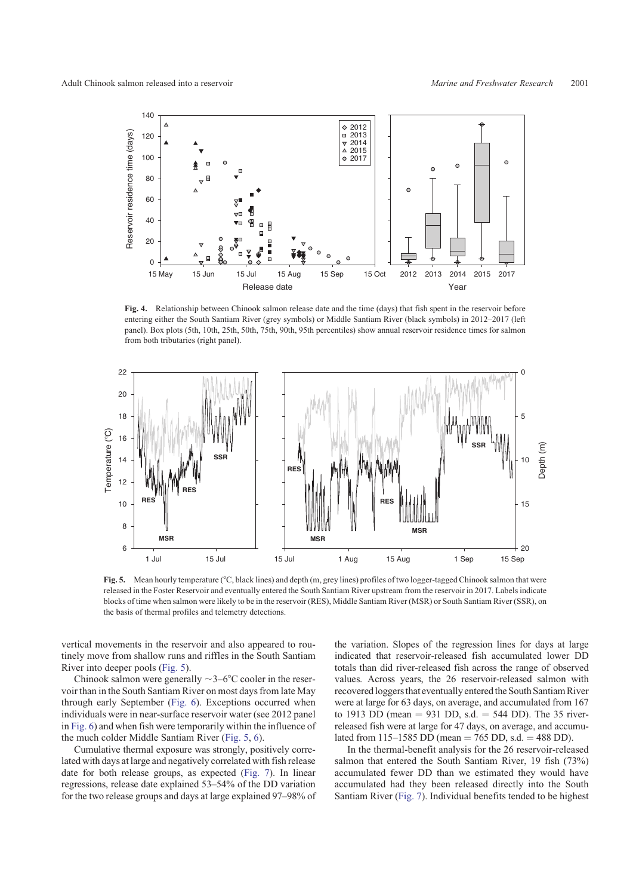**Fig. 4.** Relationship between Chinook salmon release date and the time (days) that fish spent in the reservoir before entering either the South Santiam River (grey symbols) or Middle Santiam River (black symbols) in 2012–2017 (left panel). Box plots (5th, 10th, 25th, 50th, 75th, 90th, 95th percentiles) show annual reservoir residence times for salmon from both tributaries (right panel).

**Fig. 5.** Mean hourly temperature (°C, black lines) and depth (m, grey lines) profiles of two logger-tagged Chinook salmon that were released in the Foster Reservoir and eventually entered the South Santiam River upstream from the reservoir in 2017. Labels indicate blocks of time when salmon were likely to be in the reservoir (RES), Middle Santiam River (MSR) or South Santiam River (SSR), on the basis of thermal profiles and telemetry detections.

vertical movements in the reservoir and also appeared to routinely move from shallow runs and riffles in the South Santiam River into deeper pools (Fig. 5).

Chinook salmon were generally ~3–6°C cooler in the reservoir than in the South Santiam River on most days from late May through early September (Fig. 6). Exceptions occurred when individuals were in near-surface reservoir water (see 2012 panel in Fig. 6) and when fish were temporarily within the influence of the much colder Middle Santiam River (Fig. 5, 6).

Cumulative thermal exposure was strongly, positively correlated with days at large and negatively correlated with fish release date for both release groups, as expected (Fig. 7). In linear regressions, release date explained 53–54% of the DD variation for the two release groups and days at large explained 97–98% of the variation. Slopes of the regression lines for days at large indicated that reservoir-released fish accumulated lower DD totals than did river-released fish across the range of observed values. Across years, the 26 reservoir-released salmon with recovered loggers that eventually entered the South Santiam River were at large for 63 days, on average, and accumulated from 167 to 1913 DD (mean = 931 DD, s.d. = 544 DD). The 35 river-released fish were at large for 47 days, on average, and accumulated from 115–1585 DD (mean = 765 DD, s.d. = 488 DD).

In the thermal-benefit analysis for the 26 reservoir-released salmon that entered the South Santiam River, 19 fish (73%) accumulated fewer DD than we estimated they would have accumulated had they been released directly into the South Santiam River (Fig. 7). Individual benefits tended to be highest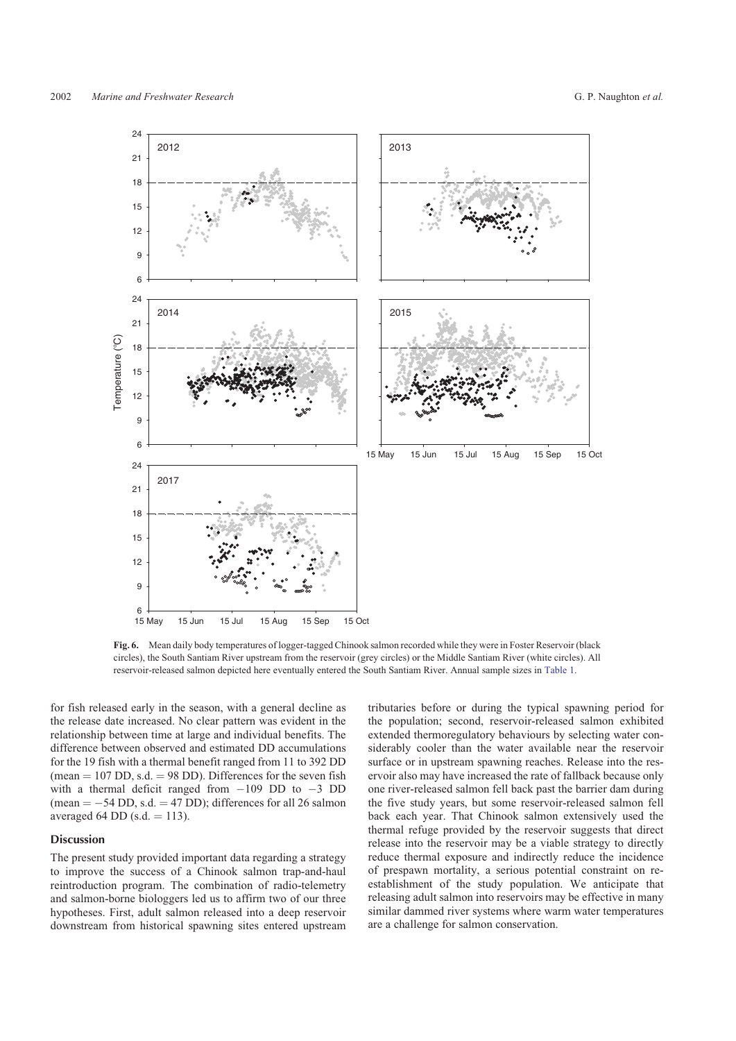**Fig. 6.** Mean daily body temperatures of logger-tagged Chinook salmon recorded while they were in Foster Reservoir (black circles), the South Santiam River upstream from the reservoir (grey circles) or the Middle Santiam River (white circles). All reservoir-released salmon depicted here eventually entered the South Santiam River. Annual sample sizes in Table 1.

for fish released early in the season, with a general decline as the release date increased. No clear pattern was evident in the relationship between time at large and individual benefits. The difference between observed and estimated DD accumulations for the 19 fish with a thermal benefit ranged from 11 to 392 DD (mean = 107 DD, s.d. = 98 DD). Differences for the seven fish with a thermal deficit ranged from −109 DD to −3 DD (mean = −54 DD, s.d. = 47 DD); differences for all 26 salmon averaged 64 DD (s.d. = 113).

## Discussion

The present study provided important data regarding a strategy to improve the success of a Chinook salmon trap-and-haul reintroduction program. The combination of radio-telemetry and salmon-borne biologgers led us to affirm two of our three hypotheses. First, adult salmon released into a deep reservoir downstream from historical spawning sites entered upstream tributaries before or during the typical spawning period for the population; second, reservoir-released salmon exhibited extended thermoregulatory behaviours by selecting water considerably cooler than the water available near the reservoir surface or in upstream spawning reaches. Release into the reservoir also may have increased the rate of fallback because only one river-released salmon fell back past the barrier dam during the five study years, but some reservoir-released salmon fell back each year. That Chinook salmon extensively used the thermal refuge provided by the reservoir suggests that direct release into the reservoir may be a viable strategy to directly reduce thermal exposure and indirectly reduce the incidence of prespawn mortality, a serious potential constraint on re-establishment of the study population. We anticipate that releasing adult salmon into reservoirs may be effective in many similar dammed river systems where warm water temperatures are a challenge for salmon conservation.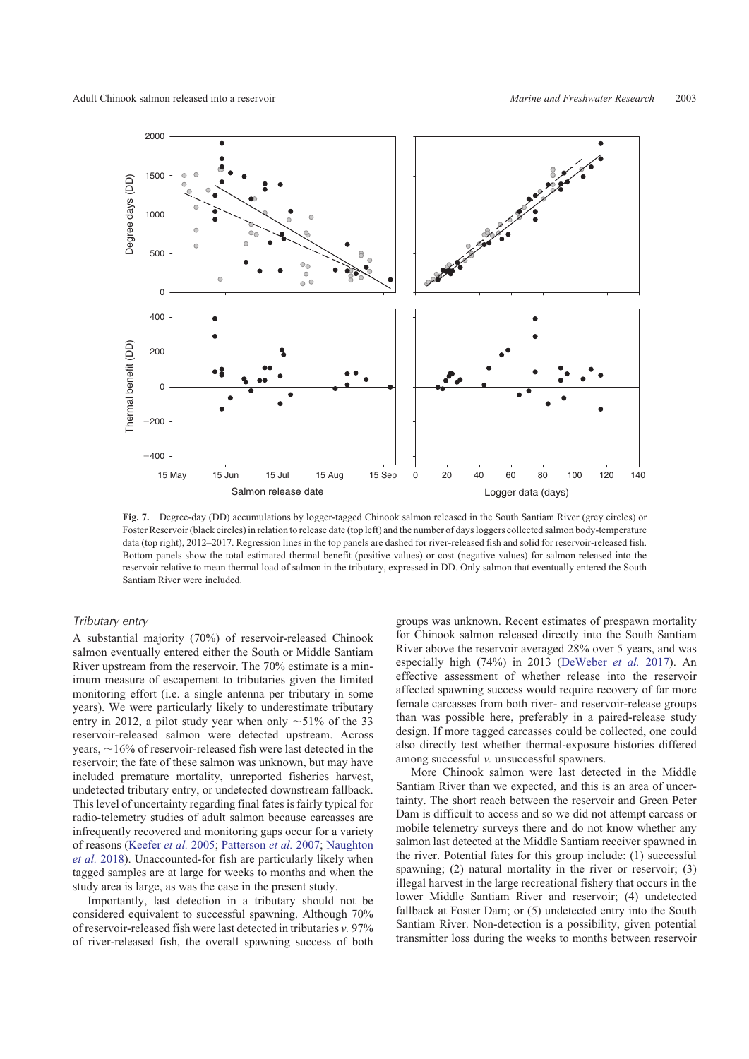Fig. 7. Degree-day (DD) accumulations by logger-tagged Chinook salmon released in the South Santiam River (grey circles) or Foster Reservoir (black circles) in relation to release date (top left) and the number of days loggers collected salmon body-temperature data (top right), 2012–2017. Regression lines in the top panels are dashed for river-released fish and solid for reservoir-released fish. Bottom panels show the total estimated thermal benefit (positive values) or cost (negative values) for salmon released into the reservoir relative to mean thermal load of salmon in the tributary, expressed in DD. Only salmon that eventually entered the South Santiam River were included.

### *Tributary entry*

A substantial majority (70%) of reservoir-released Chinook salmon eventually entered either the South or Middle Santiam River upstream from the reservoir. The 70% estimate is a minimum measure of escapement to tributaries given the limited monitoring effort (i.e. a single antenna per tributary in some years). We were particularly likely to underestimate tributary entry in 2012, a pilot study year when only ~51% of the 33 reservoir-released salmon were detected upstream. Across years, ~16% of reservoir-released fish were last detected in the reservoir; the fate of these salmon was unknown, but may have included premature mortality, unreported fisheries harvest, undetected tributary entry, or undetected downstream fallback. This level of uncertainty regarding final fates is fairly typical for radio-telemetry studies of adult salmon because carcasses are infrequently recovered and monitoring gaps occur for a variety of reasons (Keefer *et al.* 2005; Patterson *et al.* 2007; Naughton *et al.* 2018). Unaccounted-for fish are particularly likely when tagged samples are at large for weeks to months and when the study area is large, as was the case in the present study.

Importantly, last detection in a tributary should not be considered equivalent to successful spawning. Although 70% of reservoir-released fish were last detected in tributaries *v.* 97% of river-released fish, the overall spawning success of both groups was unknown. Recent estimates of prespawn mortality for Chinook salmon released directly into the South Santiam River above the reservoir averaged 28% over 5 years, and was especially high (74%) in 2013 (DeWeber *et al.* 2017). An effective assessment of whether release into the reservoir affected spawning success would require recovery of far more female carcasses from both river- and reservoir-release groups than was possible here, preferably in a paired-release study design. If more tagged carcasses could be collected, one could also directly test whether thermal-exposure histories differed among successful *v.* unsuccessful spawners.

More Chinook salmon were last detected in the Middle Santiam River than we expected, and this is an area of uncertainty. The short reach between the reservoir and Green Peter Dam is difficult to access and so we did not attempt carcass or mobile telemetry surveys there and do not know whether any salmon last detected at the Middle Santiam receiver spawned in the river. Potential fates for this group include: (1) successful spawning; (2) natural mortality in the river or reservoir; (3) illegal harvest in the large recreational fishery that occurs in the lower Middle Santiam River and reservoir; (4) undetected fallback at Foster Dam; or (5) undetected entry into the South Santiam River. Non-detection is a possibility, given potential transmitter loss during the weeks to months between reservoir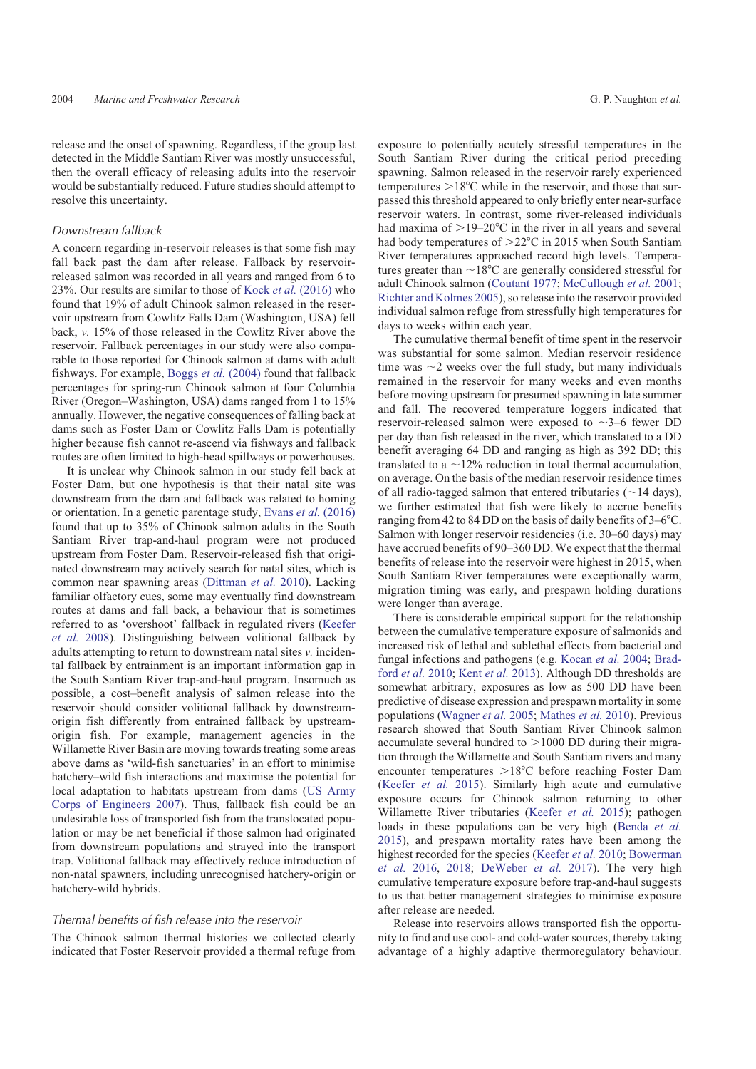release and the onset of spawning. Regardless, if the group last detected in the Middle Santiam River was mostly unsuccessful, then the overall efficacy of releasing adults into the reservoir would be substantially reduced. Future studies should attempt to resolve this uncertainty.

### Downstream fallback

A concern regarding in-reservoir releases is that some fish may fall back past the dam after release. Fallback by reservoir-released salmon was recorded in all years and ranged from 6 to 23%. Our results are similar to those of Kock *et al.* (2016) who found that 19% of adult Chinook salmon released in the reservoir upstream from Cowlitz Falls Dam (Washington, USA) fell back, *v.* 15% of those released in the Cowlitz River above the reservoir. Fallback percentages in our study were also comparable to those reported for Chinook salmon at dams with adult fishways. For example, Boggs *et al.* (2004) found that fallback percentages for spring-run Chinook salmon at four Columbia River (Oregon–Washington, USA) dams ranged from 1 to 15% annually. However, the negative consequences of falling back at dams such as Foster Dam or Cowlitz Falls Dam is potentially higher because fish cannot re-ascend via fishways and fallback routes are often limited to high-head spillways or powerhouses.

It is unclear why Chinook salmon in our study fell back at Foster Dam, but one hypothesis is that their natal site was downstream from the dam and fallback was related to homing or orientation. In a genetic parentage study, Evans *et al.* (2016) found that up to 35% of Chinook salmon adults in the South Santiam River trap-and-haul program were not produced upstream from Foster Dam. Reservoir-released fish that originated downstream may actively search for natal sites, which is common near spawning areas (Dittman *et al.* 2010). Lacking familiar olfactory cues, some may eventually find downstream routes at dams and fall back, a behaviour that is sometimes referred to as 'overshoot' fallback in regulated rivers (Keefer *et al.* 2008). Distinguishing between volitional fallback by adults attempting to return to downstream natal sites *v.* incidental fallback by entrainment is an important information gap in the South Santiam River trap-and-haul program. Insomuch as possible, a cost–benefit analysis of salmon release into the reservoir should consider volitional fallback by downstream-origin fish differently from entrained fallback by upstream-origin fish. For example, management agencies in the Willamette River Basin are moving towards treating some areas above dams as 'wild-fish sanctuaries' in an effort to minimise hatchery–wild fish interactions and maximise the potential for local adaptation to habitats upstream from dams (US Army Corps of Engineers 2007). Thus, fallback fish could be an undesirable loss of transported fish from the translocated population or may be net beneficial if those salmon had originated from downstream populations and strayed into the transport trap. Volitional fallback may effectively reduce introduction of non-natal spawners, including unrecognised hatchery-origin or hatchery-wild hybrids.

### Thermal benefits of fish release into the reservoir

The Chinook salmon thermal histories we collected clearly indicated that Foster Reservoir provided a thermal refuge from exposure to potentially acutely stressful temperatures in the South Santiam River during the critical period preceding spawning. Salmon released in the reservoir rarely experienced temperatures >18°C while in the reservoir, and those that surpassed this threshold appeared to only briefly enter near-surface reservoir waters. In contrast, some river-released individuals had maxima of >19–20°C in the river in all years and several had body temperatures of >22°C in 2015 when South Santiam River temperatures approached record high levels. Temperatures greater than ~18°C are generally considered stressful for adult Chinook salmon (Coutant 1977; McCullough *et al.* 2001; Richter and Kolmes 2005), so release into the reservoir provided individual salmon refuge from stressfully high temperatures for days to weeks within each year.

The cumulative thermal benefit of time spent in the reservoir was substantial for some salmon. Median reservoir residence time was ~2 weeks over the full study, but many individuals remained in the reservoir for many weeks and even months before moving upstream for presumed spawning in late summer and fall. The recovered temperature loggers indicated that reservoir-released salmon were exposed to ~3–6 fewer DD per day than fish released in the river, which translated to a DD benefit averaging 64 DD and ranging as high as 392 DD; this translated to a ~12% reduction in total thermal accumulation, on average. On the basis of the median reservoir residence times of all radio-tagged salmon that entered tributaries (~14 days), we further estimated that fish were likely to accrue benefits ranging from 42 to 84 DD on the basis of daily benefits of 3–6°C. Salmon with longer reservoir residencies (i.e. 30–60 days) may have accrued benefits of 90–360 DD. We expect that the thermal benefits of release into the reservoir were highest in 2015, when South Santiam River temperatures were exceptionally warm, migration timing was early, and prespawn holding durations were longer than average.

There is considerable empirical support for the relationship between the cumulative temperature exposure of salmonids and increased risk of lethal and sublethal effects from bacterial and fungal infections and pathogens (e.g. Kocan *et al.* 2004; Bradford *et al.* 2010; Kent *et al.* 2013). Although DD thresholds are somewhat arbitrary, exposures as low as 500 DD have been predictive of disease expression and prespawn mortality in some populations (Wagner *et al.* 2005; Mathes *et al.* 2010). Previous research showed that South Santiam River Chinook salmon accumulate several hundred to >1000 DD during their migration through the Willamette and South Santiam rivers and many encounter temperatures >18°C before reaching Foster Dam (Keefer *et al.* 2015). Similarly high acute and cumulative exposure occurs for Chinook salmon returning to other Willamette River tributaries (Keefer *et al.* 2015); pathogen loads in these populations can be very high (Benda *et al.* 2015), and prespawn mortality rates have been among the highest recorded for the species (Keefer *et al.* 2010; Bowerman *et al.* 2016, 2018; DeWeber *et al.* 2017). The very high cumulative temperature exposure before trap-and-haul suggests to us that better management strategies to minimise exposure after release are needed.

Release into reservoirs allows transported fish the opportunity to find and use cool- and cold-water sources, thereby taking advantage of a highly adaptive thermoregulatory behaviour.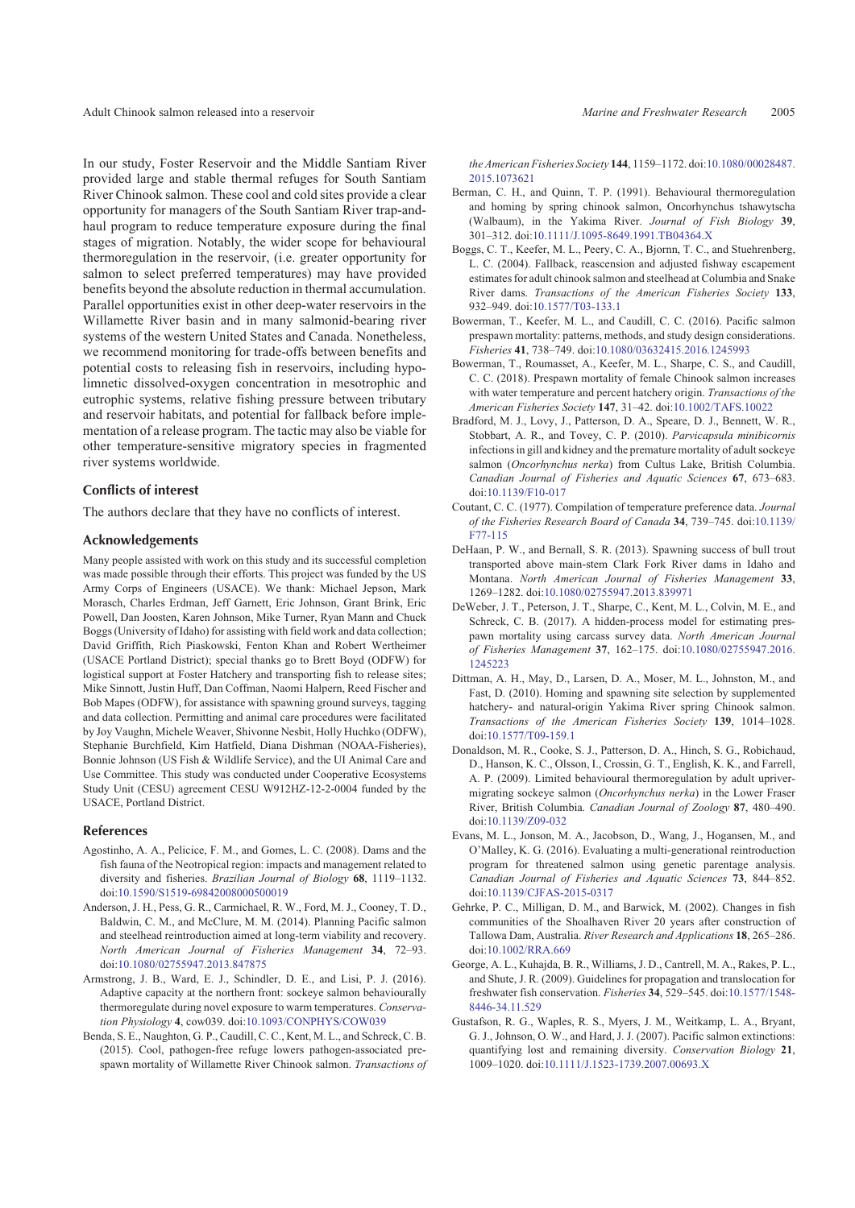In our study, Foster Reservoir and the Middle Santiam River provided large and stable thermal refuges for South Santiam River Chinook salmon. These cool and cold sites provide a clear opportunity for managers of the South Santiam River trap-and-haul program to reduce temperature exposure during the final stages of migration. Notably, the wider scope for behavioural thermoregulation in the reservoir, (i.e. greater opportunity for salmon to select preferred temperatures) may have provided benefits beyond the absolute reduction in thermal accumulation. Parallel opportunities exist in other deep-water reservoirs in the Willamette River basin and in many salmonid-bearing river systems of the western United States and Canada. Nonetheless, we recommend monitoring for trade-offs between benefits and potential costs to releasing fish in reservoirs, including hypolimnetic dissolved-oxygen concentration in mesotrophic and eutrophic systems, relative fishing pressure between tributary and reservoir habitats, and potential for fallback before implementation of a release program. The tactic may also be viable for other temperature-sensitive migratory species in fragmented river systems worldwide.

### Conflicts of interest

The authors declare that they have no conflicts of interest.

### Acknowledgements

Many people assisted with work on this study and its successful completion was made possible through their efforts. This project was funded by the US Army Corps of Engineers (USACE). We thank: Michael Jepson, Mark Morasch, Charles Erdman, Jeff Garnett, Eric Johnson, Grant Brink, Eric Powell, Dan Joosten, Karen Johnson, Mike Turner, Ryan Mann and Chuck Boggs (University of Idaho) for assisting with field work and data collection; David Griffith, Rich Piaskowski, Fenton Khan and Robert Wertheimer (USACE Portland District); special thanks go to Brett Boyd (ODFW) for logistical support at Foster Hatchery and transporting fish to release sites; Mike Sinnott, Justin Huff, Dan Coffman, Naomi Halpern, Reed Fischer and Bob Mapes (ODFW), for assistance with spawning ground surveys, tagging and data collection. Permitting and animal care procedures were facilitated by Joy Vaughn, Michele Weaver, Shivonne Nesbit, Holly Huchko (ODFW), Stephanie Burchfield, Kim Hatfield, Diana Dishman (NOAA-Fisheries), Bonnie Johnson (US Fish & Wildlife Service), and the UI Animal Care and Use Committee. This study was conducted under Cooperative Ecosystems Study Unit (CESU) agreement CESU W912HZ-12-2-0004 funded by the USACE, Portland District.

### References

Agostinho, A. A., Pelicice, F. M., and Gomes, L. C. (2008). Dams and the fish fauna of the Neotropical region: impacts and management related to diversity and fisheries. *Brazilian Journal of Biology* **68**, 1119–1132. doi:10.1590/S1519-69842008000500019

Anderson, J. H., Pess, G. R., Carmichael, R. W., Ford, M. J., Cooney, T. D., Baldwin, C. M., and McClure, M. M. (2014). Planning Pacific salmon and steelhead reintroduction aimed at long-term viability and recovery. *North American Journal of Fisheries Management* **34**, 72–93. doi:10.1080/02755947.2013.847875

Armstrong, J. B., Ward, E. J., Schindler, D. E., and Lisi, P. J. (2016). Adaptive capacity at the northern front: sockeye salmon behaviourally thermoregulate during novel exposure to warm temperatures. *Conservation Physiology* **4**, cow039. doi:10.1093/CONPHYS/COW039

Benda, S. E., Naughton, G. P., Caudill, C. C., Kent, M. L., and Schreck, C. B. (2015). Cool, pathogen-free refuge lowers pathogen-associated prespawn mortality of Willamette River Chinook salmon. *Transactions of the American Fisheries Society* **144**, 1159–1172. doi:10.1080/00028487.2015.1073621

Berman, C. H., and Quinn, T. P. (1991). Behavioural thermoregulation and homing by spring chinook salmon, Oncorhynchus tshawytscha (Walbaum), in the Yakima River. *Journal of Fish Biology* **39**, 301–312. doi:10.1111/J.1095-8649.1991.TB04364.X

Boggs, C. T., Keefer, M. L., Peery, C. A., Bjornn, T. C., and Stuehrenberg, L. C. (2004). Fallback, reascension and adjusted fishway escapement estimates for adult chinook salmon and steelhead at Columbia and Snake River dams. *Transactions of the American Fisheries Society* **133**, 932–949. doi:10.1577/T03-133.1

Bowerman, T., Keefer, M. L., and Caudill, C. C. (2016). Pacific salmon prespawn mortality: patterns, methods, and study design considerations. *Fisheries* **41**, 738–749. doi:10.1080/03632415.2016.1245993

Bowerman, T., Roumasset, A., Keefer, M. L., Sharpe, C. S., and Caudill, C. C. (2018). Prespawn mortality of female Chinook salmon increases with water temperature and percent hatchery origin. *Transactions of the American Fisheries Society* **147**, 31–42. doi:10.1002/TAFS.10022

Bradford, M. J., Lovy, J., Patterson, D. A., Speare, D. J., Bennett, W. R., Stobbart, A. R., and Tovey, C. P. (2010). *Parvicapsula minibicornis* infections in gill and kidney and the premature mortality of adult sockeye salmon (*Oncorhynchus nerka*) from Cultus Lake, British Columbia. *Canadian Journal of Fisheries and Aquatic Sciences* **67**, 673–683. doi:10.1139/F10-017

Coutant, C. C. (1977). Compilation of temperature preference data. *Journal of the Fisheries Research Board of Canada* **34**, 739–745. doi:10.1139/F77-115

DeHaan, P. W., and Bernall, S. R. (2013). Spawning success of bull trout transported above main-stem Clark Fork River dams in Idaho and Montana. *North American Journal of Fisheries Management* **33**, 1269–1282. doi:10.1080/02755947.2013.839971

DeWeber, J. T., Peterson, J. T., Sharpe, C., Kent, M. L., Colvin, M. E., and Schreck, C. B. (2017). A hidden-process model for estimating prespawn mortality using carcass survey data. *North American Journal of Fisheries Management* **37**, 162–175. doi:10.1080/02755947.2016.1245223

Dittman, A. H., May, D., Larsen, D. A., Moser, M. L., Johnston, M., and Fast, D. (2010). Homing and spawning site selection by supplemented hatchery- and natural-origin Yakima River spring Chinook salmon. *Transactions of the American Fisheries Society* **139**, 1014–1028. doi:10.1577/T09-159.1

Donaldson, M. R., Cooke, S. J., Patterson, D. A., Hinch, S. G., Robichaud, D., Hanson, K. C., Olsson, I., Crossin, G. T., English, K. K., and Farrell, A. P. (2009). Limited behavioural thermoregulation by adult upriver-migrating sockeye salmon (*Oncorhynchus nerka*) in the Lower Fraser River, British Columbia. *Canadian Journal of Zoology* **87**, 480–490. doi:10.1139/Z09-032

Evans, M. L., Jonson, M. A., Jacobson, D., Wang, J., Hogansen, M., and O'Malley, K. G. (2016). Evaluating a multi-generational reintroduction program for threatened salmon using genetic parentage analysis. *Canadian Journal of Fisheries and Aquatic Sciences* **73**, 844–852. doi:10.1139/CJFAS-2015-0317

Gehrke, P. C., Milligan, D. M., and Barwick, M. (2002). Changes in fish communities of the Shoalhaven River 20 years after construction of Tallowa Dam, Australia. *River Research and Applications* **18**, 265–286. doi:10.1002/RRA.669

George, A. L., Kuhajda, B. R., Williams, J. D., Cantrell, M. A., Rakes, P. L., and Shute, J. R. (2009). Guidelines for propagation and translocation for freshwater fish conservation. *Fisheries* **34**, 529–545. doi:10.1577/1548-8446-34.11.529

Gustafson, R. G., Waples, R. S., Myers, J. M., Weitkamp, L. A., Bryant, G. J., Johnson, O. W., and Hard, J. J. (2007). Pacific salmon extinctions: quantifying lost and remaining diversity. *Conservation Biology* **21**, 1009–1020. doi:10.1111/J.1523-1739.2007.00693.X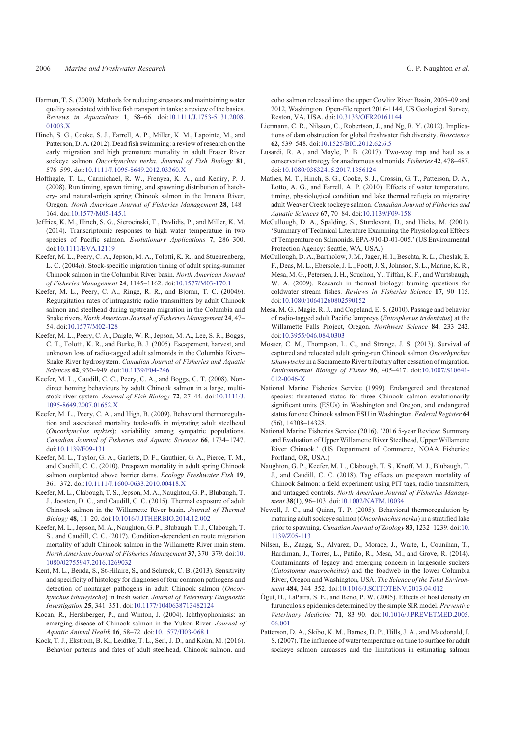Harmon, T. S. (2009). Methods for reducing stressors and maintaining water quality associated with live fish transport in tanks: a review of the basics. *Reviews in Aquaculture* **1**, 58–66. doi:10.1111/J.1753-5131.2008.01003.X

Hinch, S. G., Cooke, S. J., Farrell, A. P., Miller, K. M., Lapointe, M., and Patterson, D. A. (2012). Dead fish swimming: a review of research on the early migration and high premature mortality in adult Fraser River sockeye salmon *Oncorhynchus nerka. Journal of Fish Biology* **81**, 576–599. doi:10.1111/J.1095-8649.2012.03360.X

Hoffnagle, T. L., Carmichael, R. W., Frenyea, K. A., and Keniry, P. J. (2008). Run timing, spawn timing, and spawning distribution of hatchery- and natural-origin spring Chinook salmon in the Imnaha River, Oregon. *North American Journal of Fisheries Management* **28**, 148–164. doi:10.1577/M05-145.1

Jeffries, K. M., Hinch, S. G., Sierocinski, T., Pavlidis, P., and Miller, K. M. (2014). Transcriptomic responses to high water temperature in two species of Pacific salmon. *Evolutionary Applications* **7**, 286–300. doi:10.1111/EVA.12119

Keefer, M. L., Peery, C. A., Jepson, M. A., Tolotti, K. R., and Stuehrenberg, L. C. (2004*a*). Stock-specific migration timing of adult spring-summer Chinook salmon in the Columbia River basin. *North American Journal of Fisheries Management* **24**, 1145–1162. doi:10.1577/M03-170.1

Keefer, M. L., Peery, C. A., Ringe, R. R., and Bjornn, T. C. (2004*b*). Regurgitation rates of intragastric radio transmitters by adult Chinook salmon and steelhead during upstream migration in the Columbia and Snake rivers. *North American Journal of Fisheries Management* **24**, 47–54. doi:10.1577/M02-128

Keefer, M. L., Peery, C. A., Jepson, M. A., Lee, S. R., Boggs, C. T., Tolotti, K. R., and Burke, B. J. (2005). Escapement, harvest, and unknown loss of radio-tagged adult salmonids in the Columbia River–Snake River hydrosystem. *Canadian Journal of Fisheries and Aquatic Sciences* **62**, 930–949. doi:10.1139/F04-246

Keefer, M. L., Caudill, C. C., Peery, C. A., and Boggs, C. T. (2008). Non-direct homing behaviours by adult Chinook salmon in a large, multi-stock river system. *Journal of Fish Biology* **72**, 27–44. doi:10.1111/J.1095-8649.2007.01652.X

Keefer, M. L., Peery, C. A., and High, B. (2009). Behavioral thermoregulation and associated mortality trade-offs in migrating adult steelhead (*Oncorhynchus mykiss*): variability among sympatric populations. *Canadian Journal of Fisheries and Aquatic Sciences* **66**, 1734–1747. doi:10.1139/F09-131

Keefer, M. L., Taylor, G. A., Garletts, D. F., Gauthier, G. A., Pierce, T. M., and Caudill, C. C. (2010). Prespawn mortality in adult spring Chinook salmon outplanted above barrier dams. *Ecology Freshwater Fish* **19**, 361–372. doi:10.1111/J.1600-0633.2010.00418.X

Keefer, M. L., Clabough, T. S., Jepson, M. A., Naughton, G. P., Blubaugh, T. J., Joosten, D. C., and Caudill, C. C. (2015). Thermal exposure of adult Chinook salmon in the Willamette River basin. *Journal of Thermal Biology* **48**, 11–20. doi:10.1016/J.JTHERBIO.2014.12.002

Keefer, M. L., Jepson, M. A., Naughton, G. P., Blubaugh, T. J., Clabough, T. S., and Caudill, C. C. (2017). Condition-dependent en route migration mortality of adult Chinook salmon in the Willamette River main stem. *North American Journal of Fisheries Management* **37**, 370–379. doi:10.1080/02755947.2016.1269032

Kent, M. L., Benda, S., St-Hilaire, S., and Schreck, C. B. (2013). Sensitivity and specificity of histology for diagnoses of four common pathogens and detection of nontarget pathogens in adult Chinook salmon (*Oncorhynchus tshawytscha*) in fresh water. *Journal of Veterinary Diagnostic Investigation* **25**, 341–351. doi:10.1177/1040638713482124

Kocan, R., Hershberger, P., and Winton, J. (2004). Ichthyophoniasis: an emerging disease of Chinook salmon in the Yukon River. *Journal of Aquatic Animal Health* **16**, 58–72. doi:10.1577/H03-068.1

Kock, T. J., Ekstrom, B. K., Leidtke, T. L., Serl, J. D., and Kohn, M. (2016). Behavior patterns and fates of adult steelhead, Chinook salmon, and coho salmon released into the upper Cowlitz River Basin, 2005–09 and 2012, Washington. Open-file report 2016-1144, US Geological Survey, Reston, VA, USA. doi:10.3133/OFR20161144

Liermann, C. R., Nilsson, C., Robertson, J., and Ng, R. Y. (2012). Implications of dam obstruction for global freshwater fish diversity. *Bioscience* **62**, 539–548. doi:10.1525/BIO.2012.62.6.5

Lusardi, R. A., and Moyle, P. B. (2017). Two-way trap and haul as a conservation strategy for anadromous salmonids. *Fisheries* **42**, 478–487. doi:10.1080/03632415.2017.1356124

Mathes, M. T., Hinch, S. G., Cooke, S. J., Crossin, G. T., Patterson, D. A., Lotto, A. G., and Farrell, A. P. (2010). Effects of water temperature, timing, physiological condition and lake thermal refugia on migrating adult Weaver Creek sockeye salmon. *Canadian Journal of Fisheries and Aquatic Sciences* **67**, 70–84. doi:10.1139/F09-158

McCullough, D. A., Spalding, S., Sturdevant, D., and Hicks, M. (2001). 'Summary of Technical Literature Examining the Physiological Effects of Temperature on Salmonids. EPA-910-D-01-005.' (US Environmental Protection Agency: Seattle, WA, USA.)

McCullough, D. A., Bartholow, J. M., Jager, H. I., Beschta, R. L., Cheslak, E. F., Deas, M. L., Ebersole, J. L., Foott, J. S., Johnson, S. L., Marine, K. R., Mesa, M. G., Petersen, J. H., Souchon, Y., Tiffan, K. F., and Wurtsbaugh, W. A. (2009). Research in thermal biology: burning questions for coldwater stream fishes. *Reviews in Fisheries Science* **17**, 90–115. doi:10.1080/10641260802590152

Mesa, M. G., Magie, R. J., and Copeland, E. S. (2010). Passage and behavior of radio-tagged adult Pacific lampreys (*Entosphenus tridentatus*) at the Willamette Falls Project, Oregon. *Northwest Science* **84**, 233–242. doi:10.3955/046.084.0303

Mosser, C. M., Thompson, L. C., and Strange, J. S. (2013). Survival of captured and relocated adult spring-run Chinook salmon *Oncorhynchus tshawytscha* in a Sacramento River tributary after cessation of migration. *Environmental Biology of Fishes* **96**, 405–417. doi:10.1007/S10641-012-0046-X

National Marine Fisheries Service (1999). Endangered and threatened species: threatened status for three Chinook salmon evolutionarily significant units (ESUs) in Washington and Oregon, and endangered status for one Chinook salmon ESU in Washington. *Federal Register* **64** (56), 14308–14328.

National Marine Fisheries Service (2016). '2016 5-year Review: Summary and Evaluation of Upper Willamette River Steelhead, Upper Willamette River Chinook.' (US Department of Commerce, NOAA Fisheries: Portland, OR, USA.)

Naughton, G. P., Keefer, M. L., Clabough, T. S., Knoff, M. J., Blubaugh, T. J., and Caudill, C. C. (2018). Tag effects on prespawn mortality of Chinook Salmon: a field experiment using PIT tags, radio transmitters, and untagged controls. *North American Journal of Fisheries Management* **38**(1), 96–103. doi:10.1002/NAFM.10034

Newell, J. C., and Quinn, T. P. (2005). Behavioral thermoregulation by maturing adult sockeye salmon (*Oncorhynchus nerka*) in a stratified lake prior to spawning. *Canadian Journal of Zoology* **83**, 1232–1239. doi:10.1139/Z05-113

Nilsen, E., Zaugg, S., Alvarez, D., Morace, J., Waite, I., Counihan, T., Hardiman, J., Torres, L., Patiño, R., Mesa, M., and Grove, R. (2014). Contaminants of legacy and emerging concern in largescale suckers (*Catostomus macrocheilus*) and the foodweb in the lower Columbia River, Oregon and Washington, USA. *The Science of the Total Environment* **484**, 344–352. doi:10.1016/J.SCITOTENV.2013.04.012

Ögut, H., LaPatra, S. E., and Reno, P. W. (2005). Effects of host density on furunculosis epidemics determined by the simple SIR model. *Preventive Veterinary Medicine* **71**, 83–90. doi:10.1016/J.PREVETMED.2005.06.001

Patterson, D. A., Skibo, K. M., Barnes, D. P., Hills, J. A., and Macdonald, J. S. (2007). The influence of water temperature on time to surface for adult sockeye salmon carcasses and the limitations in estimating salmon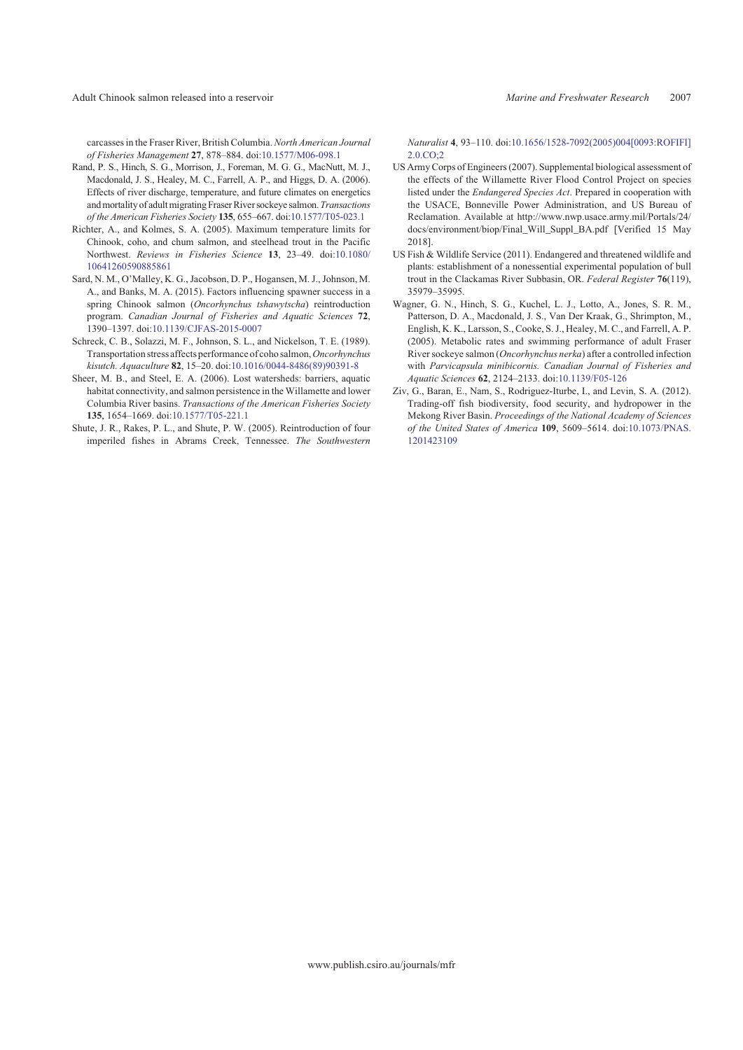carcasses in the Fraser River, British Columbia. *North American Journal of Fisheries Management* **27**, 878–884. doi:10.1577/M06-098.1

Rand, P. S., Hinch, S. G., Morrison, J., Foreman, M. G. G., MacNutt, M. J., Macdonald, J. S., Healey, M. C., Farrell, A. P., and Higgs, D. A. (2006). Effects of river discharge, temperature, and future climates on energetics and mortality of adult migrating Fraser River sockeye salmon. *Transactions of the American Fisheries Society* **135**, 655–667. doi:10.1577/T05-023.1

Richter, A., and Kolmes, S. A. (2005). Maximum temperature limits for Chinook, coho, and chum salmon, and steelhead trout in the Pacific Northwest. *Reviews in Fisheries Science* **13**, 23–49. doi:10.1080/10641260590885861

Sard, N. M., O'Malley, K. G., Jacobson, D. P., Hogansen, M. J., Johnson, M. A., and Banks, M. A. (2015). Factors influencing spawner success in a spring Chinook salmon (*Oncorhynchus tshawytscha*) reintroduction program. *Canadian Journal of Fisheries and Aquatic Sciences* **72**, 1390–1397. doi:10.1139/CJFAS-2015-0007

Schreck, C. B., Solazzi, M. F., Johnson, S. L., and Nickelson, T. E. (1989). Transportation stress affects performance of coho salmon, *Oncorhynchus kisutch*. *Aquaculture* **82**, 15–20. doi:10.1016/0044-8486(89)90391-8

Sheer, M. B., and Steel, E. A. (2006). Lost watersheds: barriers, aquatic habitat connectivity, and salmon persistence in the Willamette and lower Columbia River basins. *Transactions of the American Fisheries Society* **135**, 1654–1669. doi:10.1577/T05-221.1

Shute, J. R., Rakes, P. L., and Shute, P. W. (2005). Reintroduction of four imperiled fishes in Abrams Creek, Tennessee. *The Southwestern Naturalist* **4**, 93–110. doi:10.1656/1528-7092(2005)004[0093:ROFIFI]2.0.CO;2

US Army Corps of Engineers (2007). Supplemental biological assessment of the effects of the Willamette River Flood Control Project on species listed under the *Endangered Species Act*. Prepared in cooperation with the USACE, Bonneville Power Administration, and US Bureau of Reclamation. Available at http://www.nwp.usace.army.mil/Portals/24/docs/environment/biop/Final_Will_Suppl_BA.pdf [Verified 15 May 2018].

US Fish & Wildlife Service (2011). Endangered and threatened wildlife and plants: establishment of a nonessential experimental population of bull trout in the Clackamas River Subbasin, OR. *Federal Register* **76**(119), 35979–35995.

Wagner, G. N., Hinch, S. G., Kuchel, L. J., Lotto, A., Jones, S. R. M., Patterson, D. A., Macdonald, J. S., Van Der Kraak, G., Shrimpton, M., English, K. K., Larsson, S., Cooke, S. J., Healey, M. C., and Farrell, A. P. (2005). Metabolic rates and swimming performance of adult Fraser River sockeye salmon (*Oncorhynchus nerka*) after a controlled infection with *Parvicapsula minibicornis*. *Canadian Journal of Fisheries and Aquatic Sciences* **62**, 2124–2133. doi:10.1139/F05-126

Ziv, G., Baran, E., Nam, S., Rodriguez-Iturbe, I., and Levin, S. A. (2012). Trading-off fish biodiversity, food security, and hydropower in the Mekong River Basin. *Proceedings of the National Academy of Sciences of the United States of America* **109**, 5609–5614. doi:10.1073/PNAS.1201423109